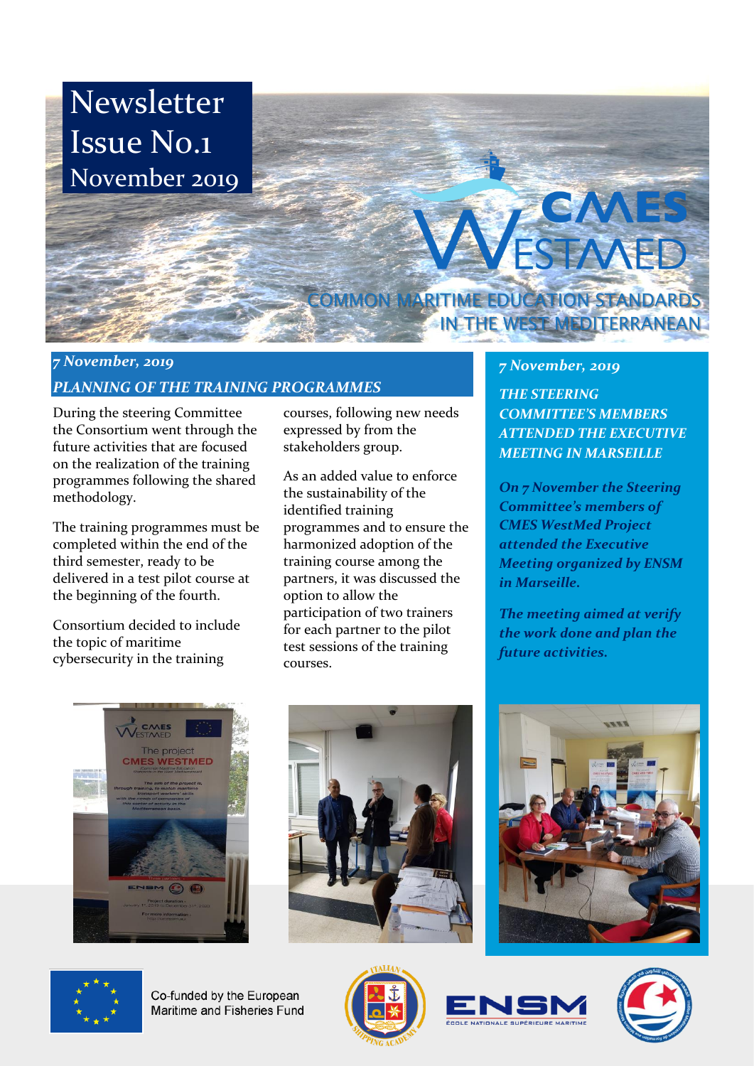# Newsletter Issue No.1 November 2019

CMES WESTMED

COMMON MARITIME EDUCATION STANDARDS IN THE WEST MEDITERRANEAN

## *7 November, 2019*

### *PLANNING OF THE TRAINING PROGRAMMES*

During the steering Committee the Consortium went through the future activities that are focused on the realization of the training programmes following the shared methodology.

The training programmes must be completed within the end of the third semester, ready to be delivered in a test pilot course at the beginning of the fourth.

Consortium decided to include the topic of maritime cybersecurity in the training courses, following new needs expressed by from the stakeholders group.

As an added value to enforce the sustainability of the identified training programmes and to ensure the harmonized adoption of the training course among the partners, it was discussed the option to allow the participation of two trainers for each partner to the pilot test sessions of the training courses.

## *7 November, 2019*

### *THE STEERING COMMITTEE'S MEMBERS ATTENDED THE EXECUTIVE MEETING IN MARSEILLE*

***On 7 November the Steering Committee's members of CMES WestMed Project attended the Executive Meeting organized by ENSM in Marseille.***

***The meeting aimed at verify the work done and plan the future activities.***

Co-funded by the European Maritime and Fisheries Fund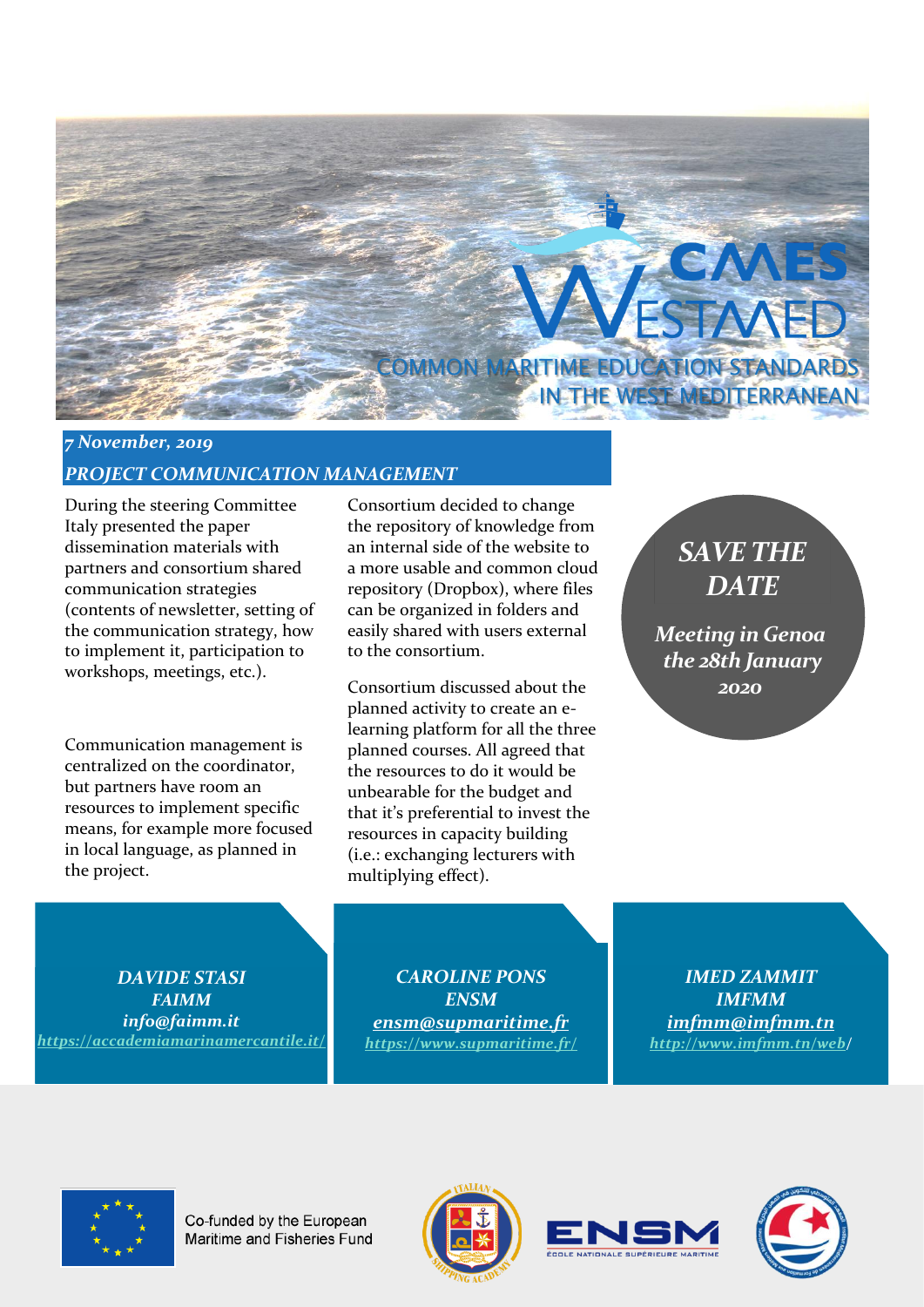CMES WESTMED

COMMON MARITIME EDUCATION STANDARDS IN THE WEST MEDITERRANEAN

***7 November, 2019***

## *PROJECT COMMUNICATION MANAGEMENT*

During the steering Committee Italy presented the paper dissemination materials with partners and consortium shared communication strategies (contents of newsletter, setting of the communication strategy, how to implement it, participation to workshops, meetings, etc.).

Communication management is centralized on the coordinator, but partners have room an resources to implement specific means, for example more focused in local language, as planned in the project.

Consortium decided to change the repository of knowledge from an internal side of the website to a more usable and common cloud repository (Dropbox), where files can be organized in folders and easily shared with users external to the consortium.

Consortium discussed about the planned activity to create an e-learning platform for all the three planned courses. All agreed that the resources to do it would be unbearable for the budget and that it's preferential to invest the resources in capacity building (i.e.: exchanging lecturers with multiplying effect).

### *SAVE THE DATE*

***Meeting in Genoa the 28th January 2020***

***DAVIDE STASI***
***FAIMM***
***info@faimm.it***
***https://accademiamarinamercantile.it/***

***CAROLINE PONS***
***ENSM***
***ensm@supmaritime.fr***
***https://www.supmaritime.fr/***

***IMED ZAMMIT***
***IMFMM***
***imfmm@imfmm.tn***
***http://www.imfmm.tn/web/***

Co-funded by the European Maritime and Fisheries Fund